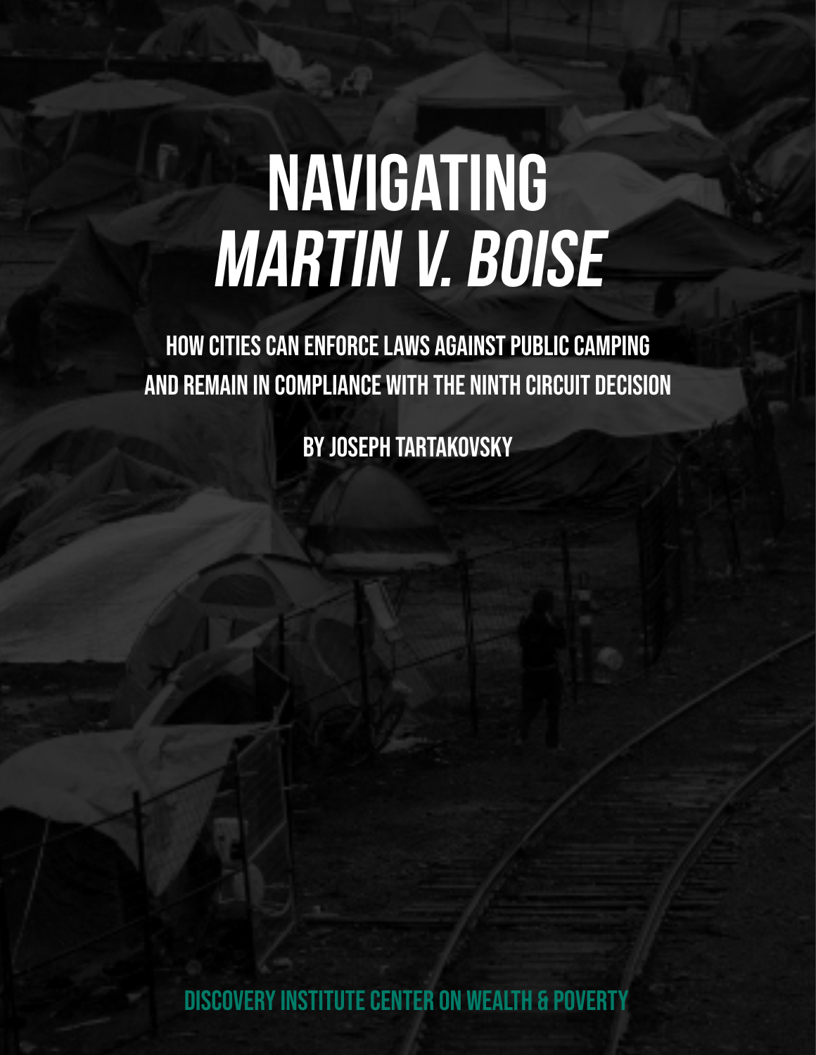# NAVIGATING *MARTIN V. BOISE*

## HOW CITIES CAN ENFORCE LAWS AGAINST PUBLIC CAMPING AND REMAIN IN COMPLIANCE WITH THE NINTH CIRCUIT DECISION

BY JOSEPH TARTAKOVSKY

DISCOVERY INSTITUTE CENTER ON WEALTH & POVERTY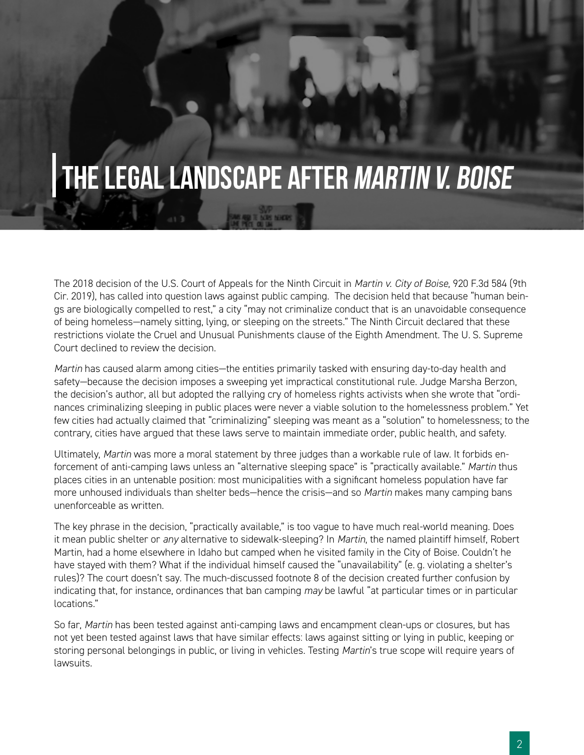# THE LEGAL LANDSCAPE AFTER *MARTIN V. BOISE*

The 2018 decision of the U.S. Court of Appeals for the Ninth Circuit in *Martin v. City of Boise*, 920 F.3d 584 (9th Cir. 2019), has called into question laws against public camping. The decision held that because "human beings are biologically compelled to rest," a city "may not criminalize conduct that is an unavoidable consequence of being homeless—namely sitting, lying, or sleeping on the streets." The Ninth Circuit declared that these restrictions violate the Cruel and Unusual Punishments clause of the Eighth Amendment. The U. S. Supreme Court declined to review the decision.

*Martin* has caused alarm among cities—the entities primarily tasked with ensuring day-to-day health and safety—because the decision imposes a sweeping yet impractical constitutional rule. Judge Marsha Berzon, the decision's author, all but adopted the rallying cry of homeless rights activists when she wrote that "ordinances criminalizing sleeping in public places were never a viable solution to the homelessness problem." Yet few cities had actually claimed that "criminalizing" sleeping was meant as a "solution" to homelessness; to the contrary, cities have argued that these laws serve to maintain immediate order, public health, and safety.

Ultimately, *Martin* was more a moral statement by three judges than a workable rule of law. It forbids enforcement of anti-camping laws unless an "alternative sleeping space" is "practically available." *Martin* thus places cities in an untenable position: most municipalities with a significant homeless population have far more unhoused individuals than shelter beds—hence the crisis—and so *Martin* makes many camping bans unenforceable as written.

The key phrase in the decision, "practically available," is too vague to have much real-world meaning. Does it mean public shelter or *any* alternative to sidewalk-sleeping? In *Martin*, the named plaintiff himself, Robert Martin, had a home elsewhere in Idaho but camped when he visited family in the City of Boise. Couldn't he have stayed with them? What if the individual himself caused the "unavailability" (e. g. violating a shelter's rules)? The court doesn't say. The much-discussed footnote 8 of the decision created further confusion by indicating that, for instance, ordinances that ban camping *may* be lawful "at particular times or in particular locations."

So far, *Martin* has been tested against anti-camping laws and encampment clean-ups or closures, but has not yet been tested against laws that have similar effects: laws against sitting or lying in public, keeping or storing personal belongings in public, or living in vehicles. Testing *Martin*'s true scope will require years of lawsuits.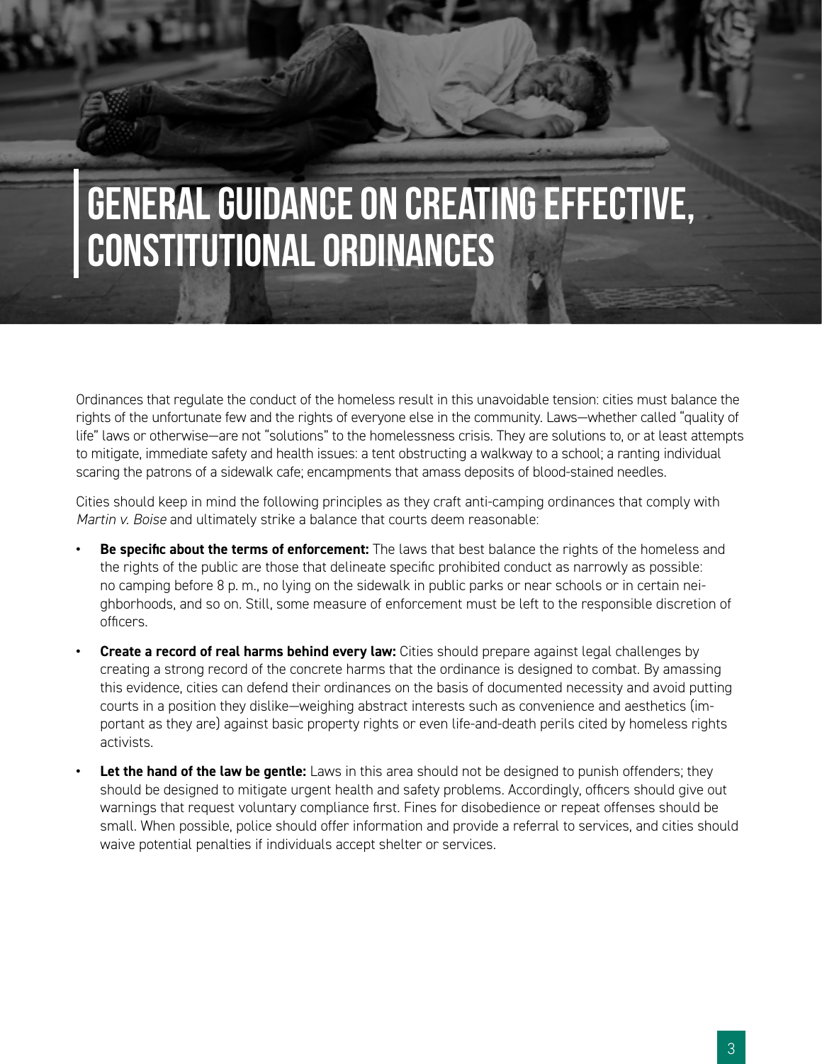# GENERAL GUIDANCE ON CREATING EFFECTIVE, CONSTITUTIONAL ORDINANCES

Ordinances that regulate the conduct of the homeless result in this unavoidable tension: cities must balance the rights of the unfortunate few and the rights of everyone else in the community. Laws—whether called "quality of life" laws or otherwise—are not "solutions" to the homelessness crisis. They are solutions to, or at least attempts to mitigate, immediate safety and health issues: a tent obstructing a walkway to a school; a ranting individual scaring the patrons of a sidewalk cafe; encampments that amass deposits of blood-stained needles.

Cities should keep in mind the following principles as they craft anti-camping ordinances that comply with *Martin v. Boise* and ultimately strike a balance that courts deem reasonable:

- **Be specific about the terms of enforcement:** The laws that best balance the rights of the homeless and the rights of the public are those that delineate specific prohibited conduct as narrowly as possible: no camping before 8 p. m., no lying on the sidewalk in public parks or near schools or in certain neighborhoods, and so on. Still, some measure of enforcement must be left to the responsible discretion of officers.
- **Create a record of real harms behind every law:** Cities should prepare against legal challenges by creating a strong record of the concrete harms that the ordinance is designed to combat. By amassing this evidence, cities can defend their ordinances on the basis of documented necessity and avoid putting courts in a position they dislike—weighing abstract interests such as convenience and aesthetics (important as they are) against basic property rights or even life-and-death perils cited by homeless rights activists.
- **Let the hand of the law be gentle:** Laws in this area should not be designed to punish offenders; they should be designed to mitigate urgent health and safety problems. Accordingly, officers should give out warnings that request voluntary compliance first. Fines for disobedience or repeat offenses should be small. When possible, police should offer information and provide a referral to services, and cities should waive potential penalties if individuals accept shelter or services.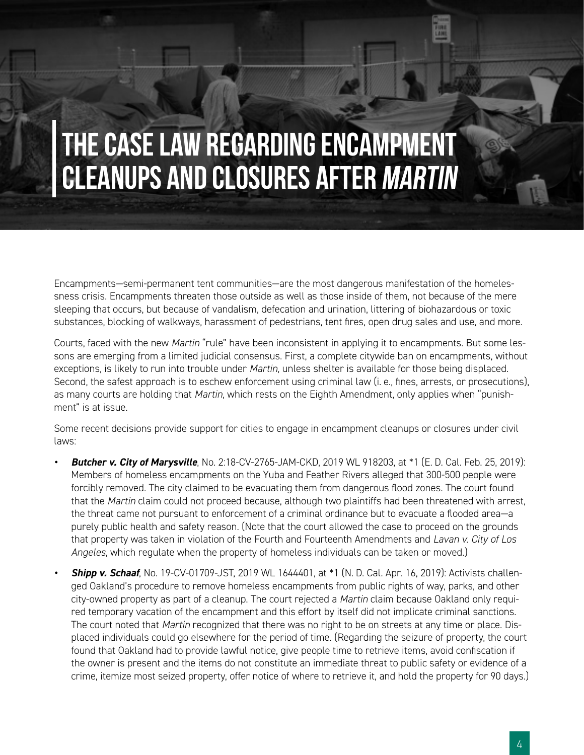# THE CASE LAW REGARDING ENCAMPMENT CLEANUPS AND CLOSURES AFTER *MARTIN*

Encampments—semi-permanent tent communities—are the most dangerous manifestation of the homelessness crisis. Encampments threaten those outside as well as those inside of them, not because of the mere sleeping that occurs, but because of vandalism, defecation and urination, littering of biohazardous or toxic substances, blocking of walkways, harassment of pedestrians, tent fires, open drug sales and use, and more.

Courts, faced with the new *Martin* "rule" have been inconsistent in applying it to encampments. But some lessons are emerging from a limited judicial consensus. First, a complete citywide ban on encampments, without exceptions, is likely to run into trouble under *Martin,* unless shelter is available for those being displaced. Second, the safest approach is to eschew enforcement using criminal law (i. e., fines, arrests, or prosecutions), as many courts are holding that *Martin*, which rests on the Eighth Amendment, only applies when "punishment" is at issue.

Some recent decisions provide support for cities to engage in encampment cleanups or closures under civil laws:

- ***Butcher v. City of Marysville***, No. 2:18-CV-2765-JAM-CKD, 2019 WL 918203, at *1 (E. D. Cal. Feb. 25, 2019): Members of homeless encampments on the Yuba and Feather Rivers alleged that 300-500 people were forcibly removed. The city claimed to be evacuating them from dangerous flood zones. The court found that the *Martin* claim could not proceed because, although two plaintiffs had been threatened with arrest, the threat came not pursuant to enforcement of a criminal ordinance but to evacuate a flooded area—a purely public health and safety reason. (Note that the court allowed the case to proceed on the grounds that property was taken in violation of the Fourth and Fourteenth Amendments and *Lavan v. City of Los Angeles*, which regulate when the property of homeless individuals can be taken or moved.)
- ***Shipp v. Schaaf***, No. 19-CV-01709-JST, 2019 WL 1644401, at *1 (N. D. Cal. Apr. 16, 2019): Activists challenged Oakland's procedure to remove homeless encampments from public rights of way, parks, and other city-owned property as part of a cleanup. The court rejected a *Martin* claim because Oakland only required temporary vacation of the encampment and this effort by itself did not implicate criminal sanctions. The court noted that *Martin* recognized that there was no right to be on streets at any time or place. Displaced individuals could go elsewhere for the period of time. (Regarding the seizure of property, the court found that Oakland had to provide lawful notice, give people time to retrieve items, avoid confiscation if the owner is present and the items do not constitute an immediate threat to public safety or evidence of a crime, itemize most seized property, offer notice of where to retrieve it, and hold the property for 90 days.)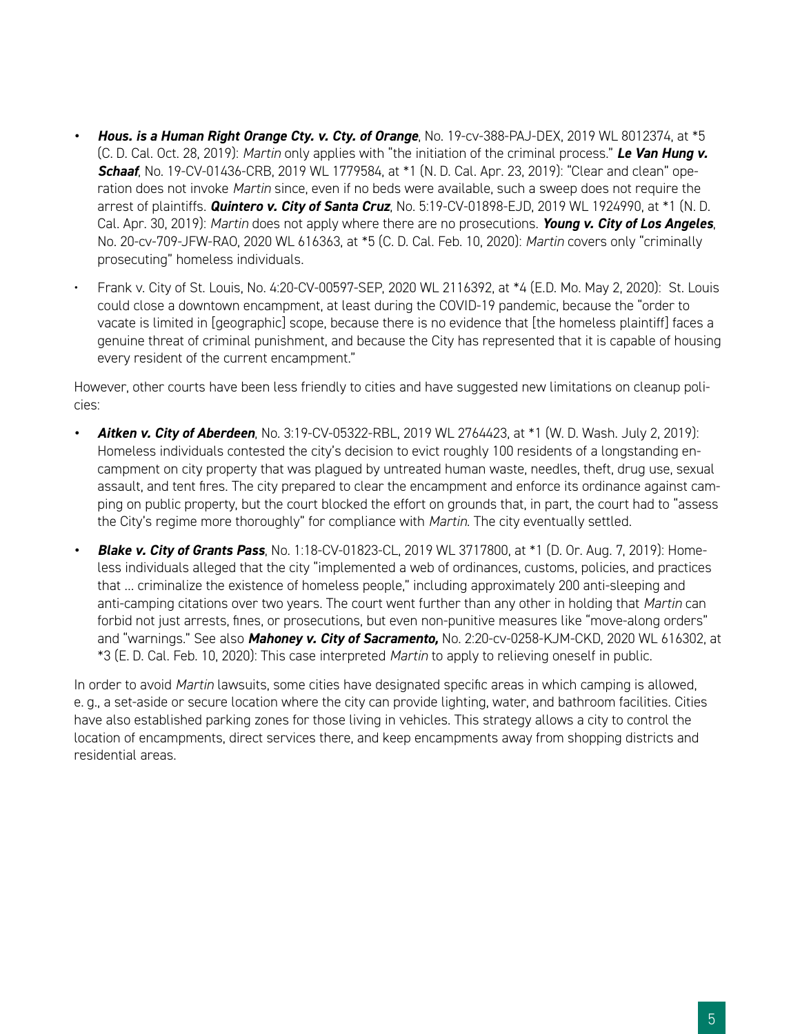- ***Hous. is a Human Right Orange Cty. v. Cty. of Orange***, No. 19-cv-388-PAJ-DEX, 2019 WL 8012374, at *5 (C. D. Cal. Oct. 28, 2019): *Martin* only applies with "the initiation of the criminal process." ***Le Van Hung v. Schaaf***, No. 19-CV-01436-CRB, 2019 WL 1779584, at *1 (N. D. Cal. Apr. 23, 2019): "Clear and clean" operation does not invoke *Martin* since, even if no beds were available, such a sweep does not require the arrest of plaintiffs. ***Quintero v. City of Santa Cruz***, No. 5:19-CV-01898-EJD, 2019 WL 1924990, at *1 (N. D. Cal. Apr. 30, 2019): *Martin* does not apply where there are no prosecutions. ***Young v. City of Los Angeles***, No. 20-cv-709-JFW-RAO, 2020 WL 616363, at *5 (C. D. Cal. Feb. 10, 2020): *Martin* covers only "criminally prosecuting" homeless individuals.
- Frank v. City of St. Louis, No. 4:20-CV-00597-SEP, 2020 WL 2116392, at *4 (E.D. Mo. May 2, 2020): St. Louis could close a downtown encampment, at least during the COVID-19 pandemic, because the "order to vacate is limited in [geographic] scope, because there is no evidence that [the homeless plaintiff] faces a genuine threat of criminal punishment, and because the City has represented that it is capable of housing every resident of the current encampment."

However, other courts have been less friendly to cities and have suggested new limitations on cleanup policies:

- ***Aitken v. City of Aberdeen***, No. 3:19-CV-05322-RBL, 2019 WL 2764423, at *1 (W. D. Wash. July 2, 2019): Homeless individuals contested the city's decision to evict roughly 100 residents of a longstanding encampment on city property that was plagued by untreated human waste, needles, theft, drug use, sexual assault, and tent fires. The city prepared to clear the encampment and enforce its ordinance against camping on public property, but the court blocked the effort on grounds that, in part, the court had to "assess the City's regime more thoroughly" for compliance with *Martin*. The city eventually settled.
- ***Blake v. City of Grants Pass***, No. 1:18-CV-01823-CL, 2019 WL 3717800, at *1 (D. Or. Aug. 7, 2019): Homeless individuals alleged that the city "implemented a web of ordinances, customs, policies, and practices that ... criminalize the existence of homeless people," including approximately 200 anti-sleeping and anti-camping citations over two years. The court went further than any other in holding that *Martin* can forbid not just arrests, fines, or prosecutions, but even non-punitive measures like "move-along orders" and "warnings." See also ***Mahoney v. City of Sacramento,*** No. 2:20-cv-0258-KJM-CKD, 2020 WL 616302, at *3 (E. D. Cal. Feb. 10, 2020): This case interpreted *Martin* to apply to relieving oneself in public.

In order to avoid *Martin* lawsuits, some cities have designated specific areas in which camping is allowed, e. g., a set-aside or secure location where the city can provide lighting, water, and bathroom facilities. Cities have also established parking zones for those living in vehicles. This strategy allows a city to control the location of encampments, direct services there, and keep encampments away from shopping districts and residential areas.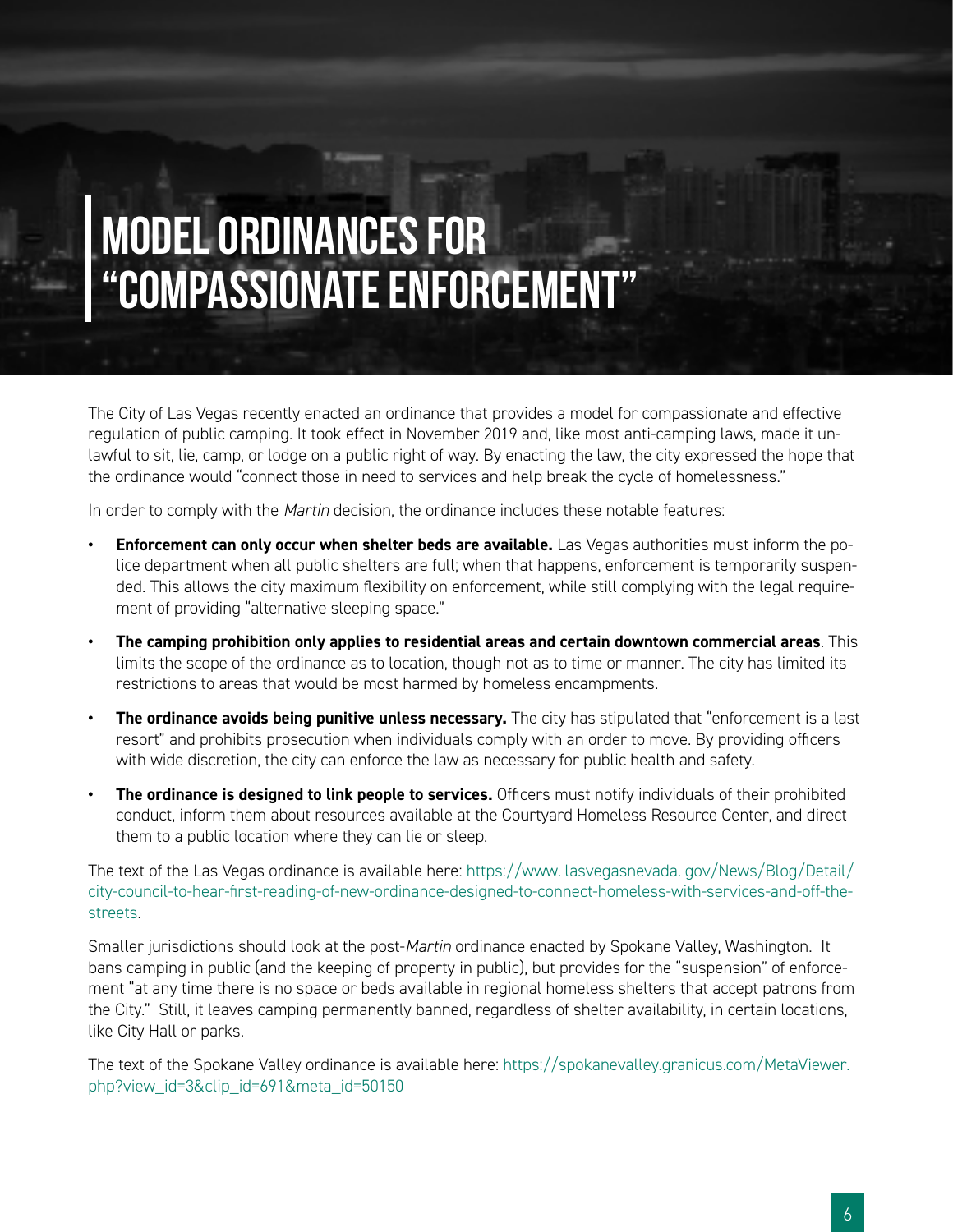# MODEL ORDINANCES FOR "COMPASSIONATE ENFORCEMENT"

The City of Las Vegas recently enacted an ordinance that provides a model for compassionate and effective regulation of public camping. It took effect in November 2019 and, like most anti-camping laws, made it unlawful to sit, lie, camp, or lodge on a public right of way. By enacting the law, the city expressed the hope that the ordinance would "connect those in need to services and help break the cycle of homelessness."

In order to comply with the *Martin* decision, the ordinance includes these notable features:

- **Enforcement can only occur when shelter beds are available.** Las Vegas authorities must inform the police department when all public shelters are full; when that happens, enforcement is temporarily suspended. This allows the city maximum flexibility on enforcement, while still complying with the legal requirement of providing "alternative sleeping space."
- **The camping prohibition only applies to residential areas and certain downtown commercial areas**. This limits the scope of the ordinance as to location, though not as to time or manner. The city has limited its restrictions to areas that would be most harmed by homeless encampments.
- **The ordinance avoids being punitive unless necessary.** The city has stipulated that "enforcement is a last resort" and prohibits prosecution when individuals comply with an order to move. By providing officers with wide discretion, the city can enforce the law as necessary for public health and safety.
- **The ordinance is designed to link people to services.** Officers must notify individuals of their prohibited conduct, inform them about resources available at the Courtyard Homeless Resource Center, and direct them to a public location where they can lie or sleep.

The text of the Las Vegas ordinance is available here: https://www.lasvegasnevada.gov/News/Blog/Detail/city-council-to-hear-first-reading-of-new-ordinance-designed-to-connect-homeless-with-services-and-off-the-streets.

Smaller jurisdictions should look at the post-*Martin* ordinance enacted by Spokane Valley, Washington. It bans camping in public (and the keeping of property in public), but provides for the "suspension" of enforcement "at any time there is no space or beds available in regional homeless shelters that accept patrons from the City." Still, it leaves camping permanently banned, regardless of shelter availability, in certain locations, like City Hall or parks.

The text of the Spokane Valley ordinance is available here: https://spokanevalley.granicus.com/MetaViewer.php?view_id=3&clip_id=691&meta_id=50150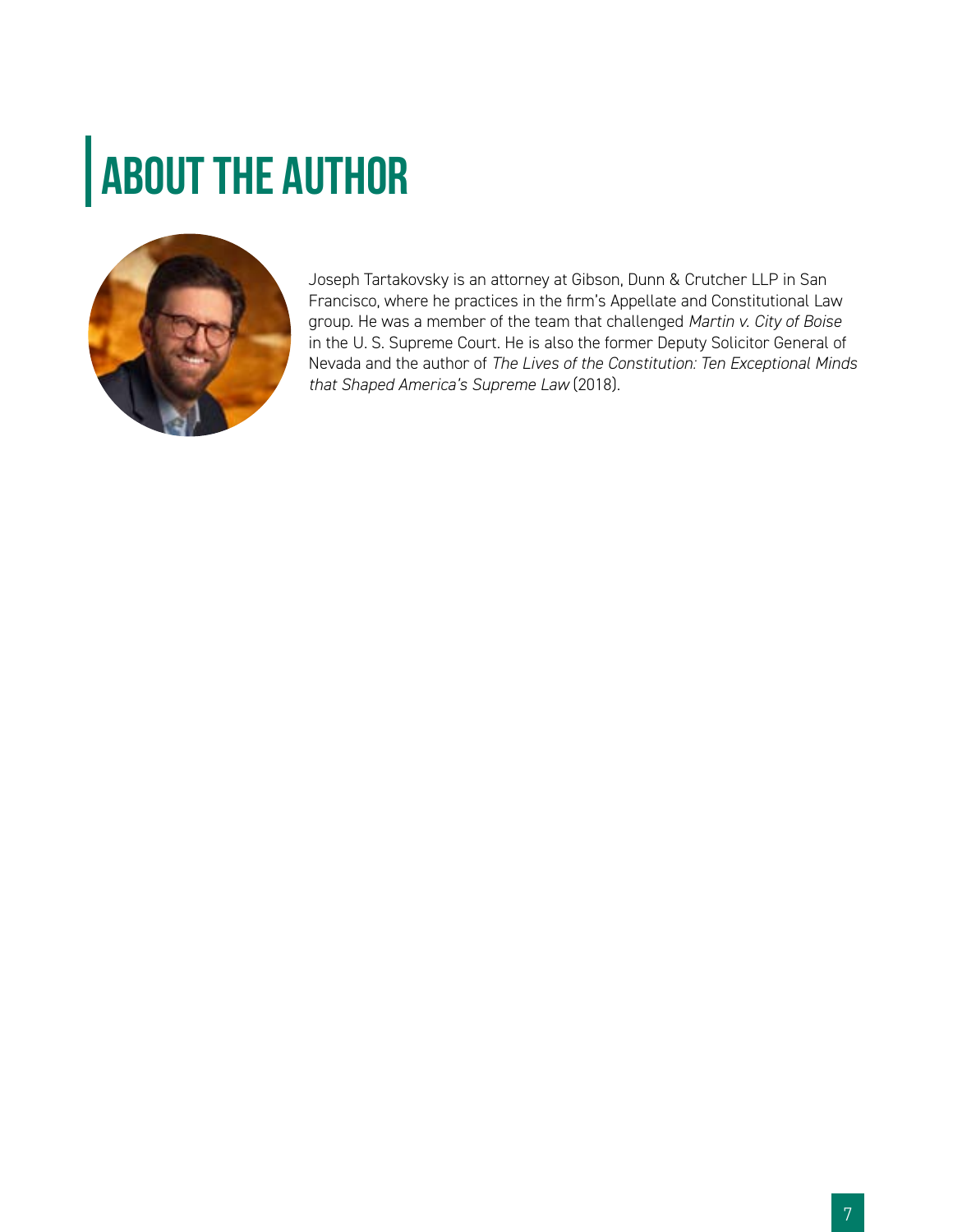# ABOUT THE AUTHOR

Joseph Tartakovsky is an attorney at Gibson, Dunn & Crutcher LLP in San Francisco, where he practices in the firm's Appellate and Constitutional Law group. He was a member of the team that challenged *Martin v. City of Boise* in the U. S. Supreme Court. He is also the former Deputy Solicitor General of Nevada and the author of *The Lives of the Constitution: Ten Exceptional Minds that Shaped America's Supreme Law* (2018).